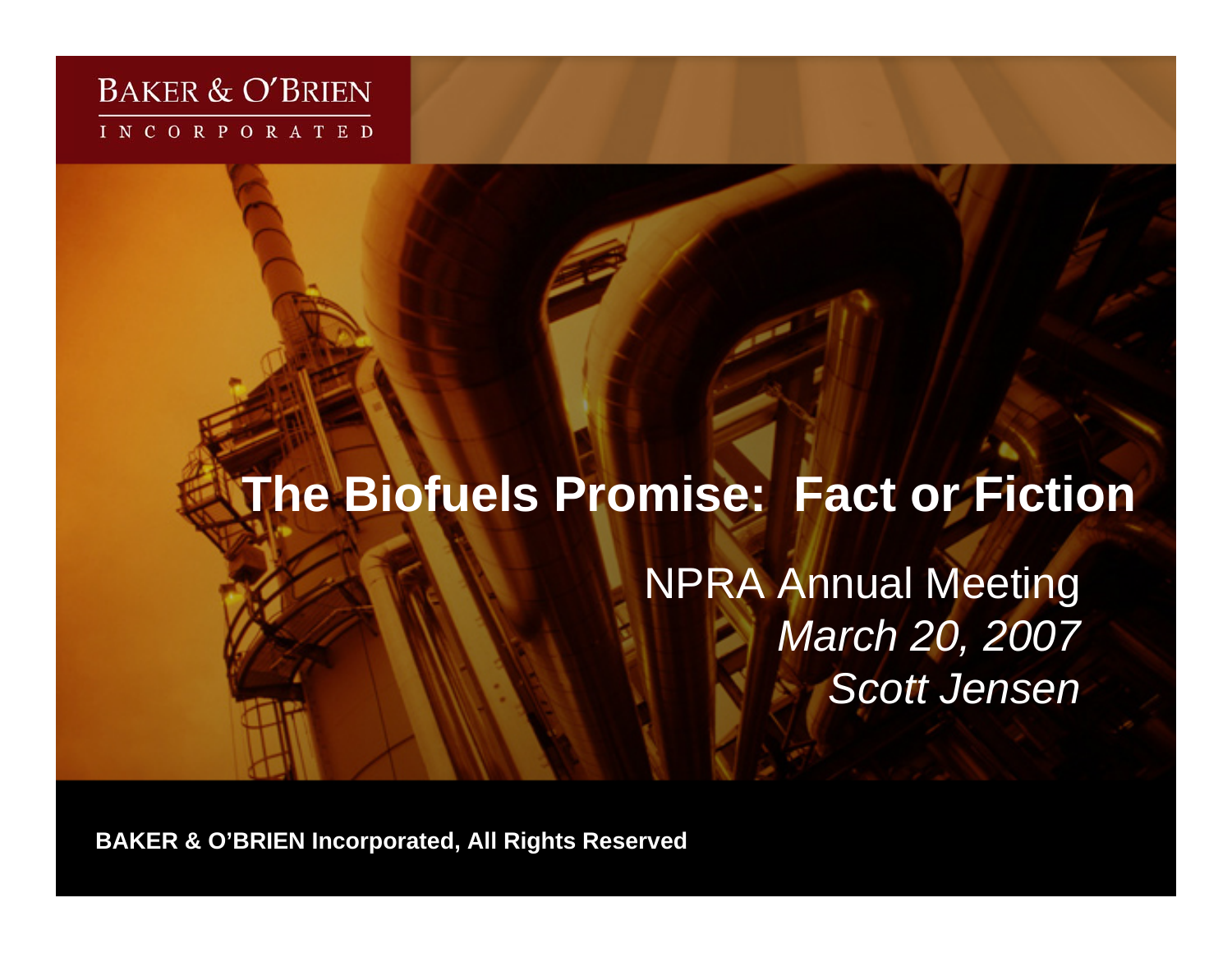BAKER & O'BRIEN

INCORPORATED

# The Biofuels Promise: Fact or Fiction

NPRA Annual Meeting

*March 20, 2007*

*Scott Jensen*

**BAKER & O'BRIEN Incorporated, All Rights Reserved**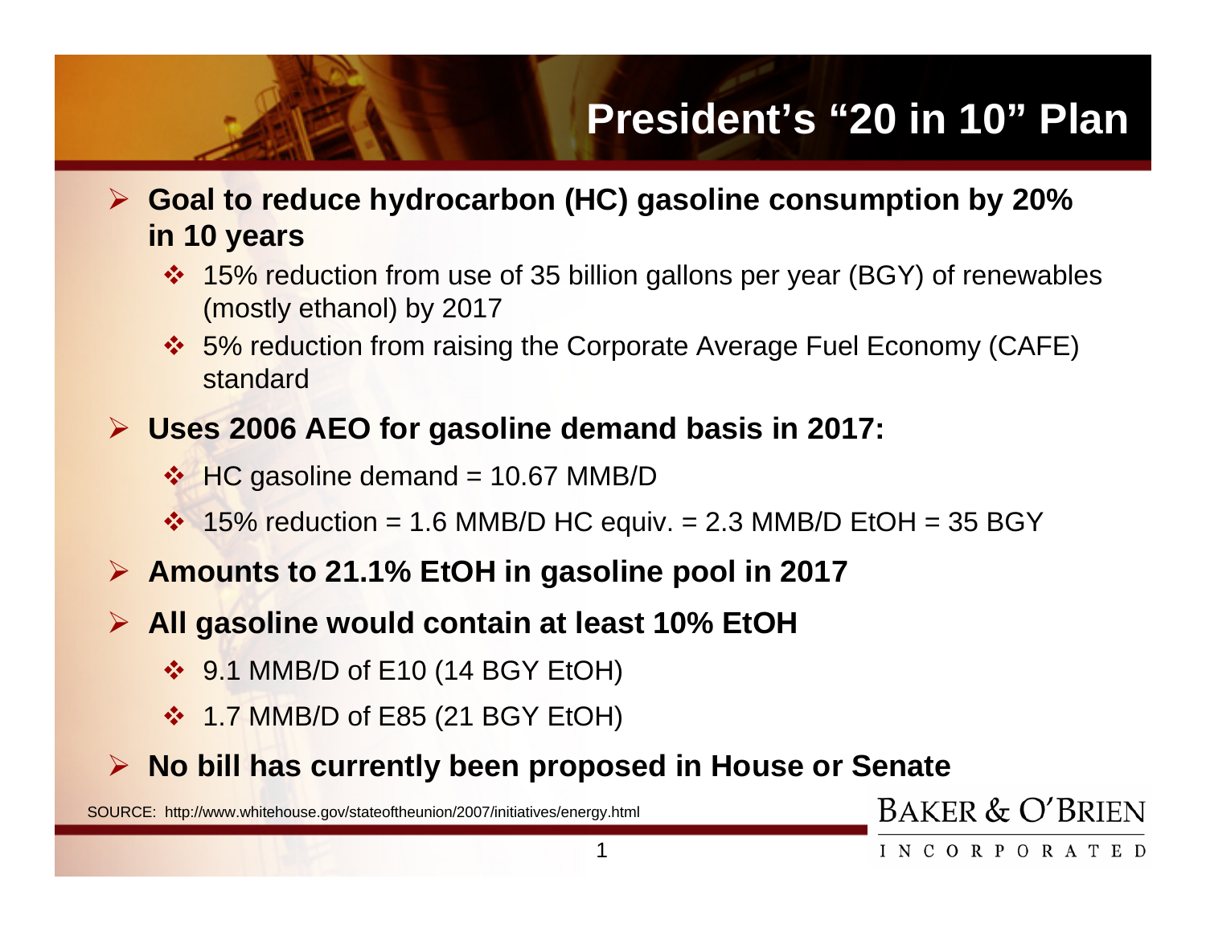# President's "20 in 10" Plan

- **Goal to reduce hydrocarbon (HC) gasoline consumption by 20% in 10 years**
  - 15% reduction from use of 35 billion gallons per year (BGY) of renewables (mostly ethanol) by 2017
  - 5% reduction from raising the Corporate Average Fuel Economy (CAFE) standard
- **Uses 2006 AEO for gasoline demand basis in 2017:**
  - HC gasoline demand = 10.67 MMB/D
  - 15% reduction = 1.6 MMB/D HC equiv. = 2.3 MMB/D EtOH = 35 BGY
- **Amounts to 21.1% EtOH in gasoline pool in 2017**
- **All gasoline would contain at least 10% EtOH**
  - 9.1 MMB/D of E10 (14 BGY EtOH)
  - 1.7 MMB/D of E85 (21 BGY EtOH)
- **No bill has currently been proposed in House or Senate**

SOURCE: http://www.whitehouse.gov/stateoftheunion/2007/initiatives/energy.html

BAKER & O'BRIEN INCORPORATED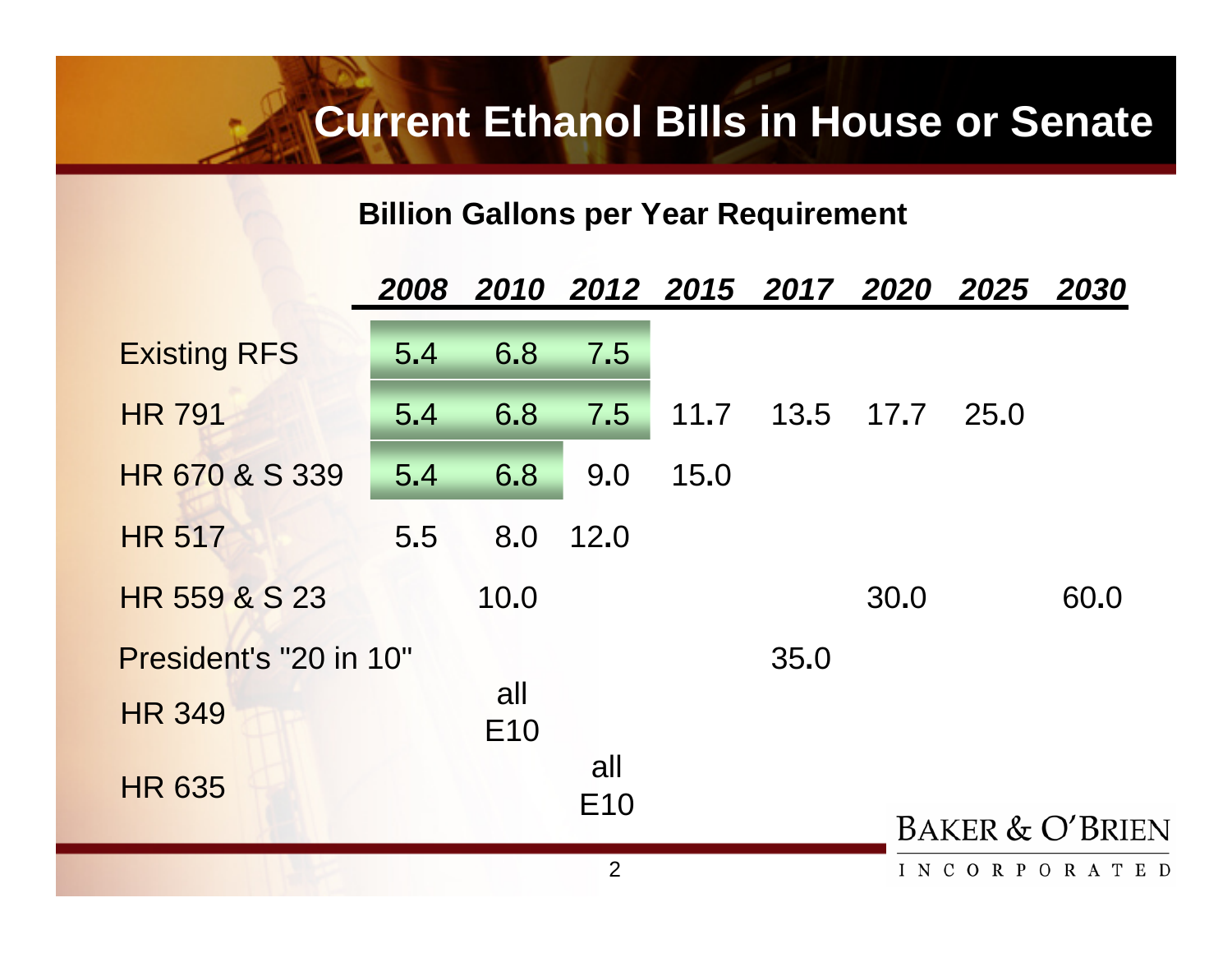# Current Ethanol Bills in House or Senate

**Billion Gallons per Year Requirement**

| | *2008* | *2010* | *2012* | *2015* | *2017* | *2020* | *2025* | *2030* |
|---|---|---|---|---|---|---|---|---|
| Existing RFS | 5.4 | 6.8 | 7.5 | | | | | |
| HR 791 | 5.4 | 6.8 | 7.5 | 11.7 | 13.5 | 17.7 | 25.0 | |
| HR 670 & S 339 | 5.4 | 6.8 | 9.0 | 15.0 | | | | |
| HR 517 | 5.5 | 8.0 | 12.0 | | | | | |
| HR 559 & S 23 | | 10.0 | | | | 30.0 | | 60.0 |
| President's "20 in 10" | | | | | 35.0 | | | |
| HR 349 | | all E10 | | | | | | |
| HR 635 | | | all E10 | | | | | |

BAKER & O'BRIEN INCORPORATED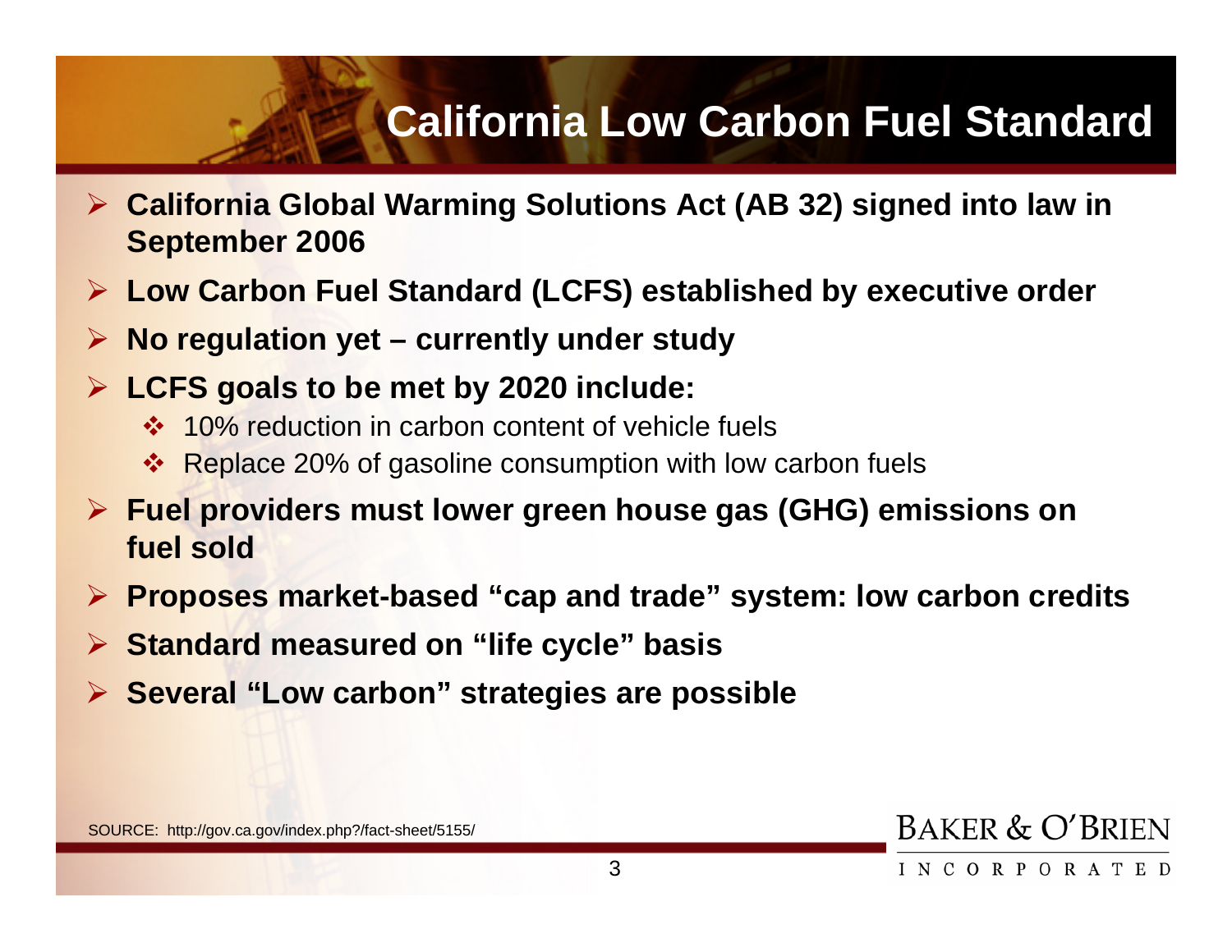# California Low Carbon Fuel Standard

- **California Global Warming Solutions Act (AB 32) signed into law in September 2006**
- **Low Carbon Fuel Standard (LCFS) established by executive order**
- **No regulation yet – currently under study**
- **LCFS goals to be met by 2020 include:**
  - 10% reduction in carbon content of vehicle fuels
  - Replace 20% of gasoline consumption with low carbon fuels
- **Fuel providers must lower green house gas (GHG) emissions on fuel sold**
- **Proposes market-based "cap and trade" system: low carbon credits**
- **Standard measured on "life cycle" basis**
- **Several "Low carbon" strategies are possible**

SOURCE: http://gov.ca.gov/index.php?/fact-sheet/5155/

BAKER & O'BRIEN INCORPORATED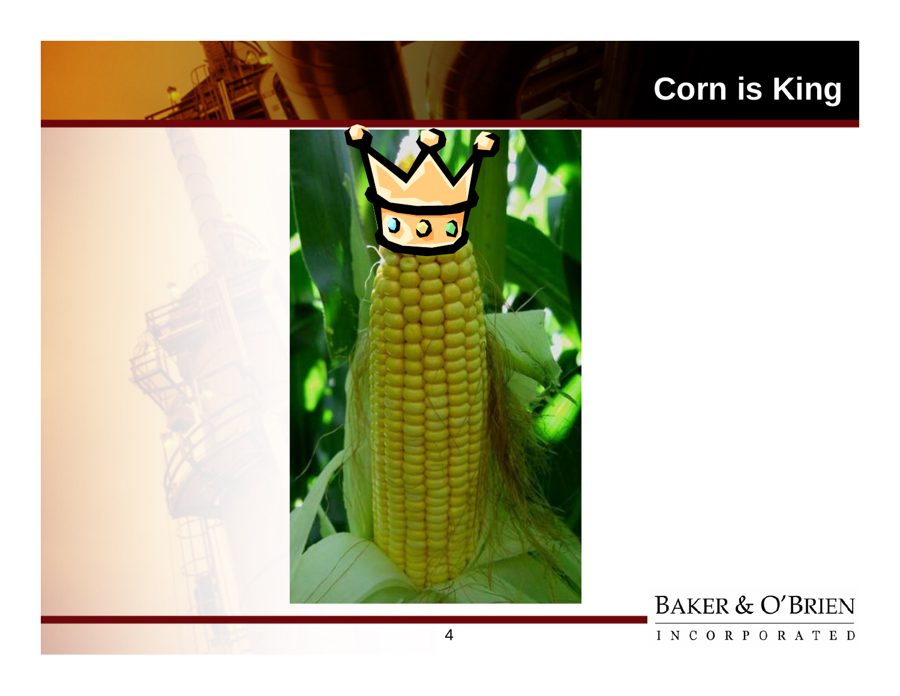# Corn is King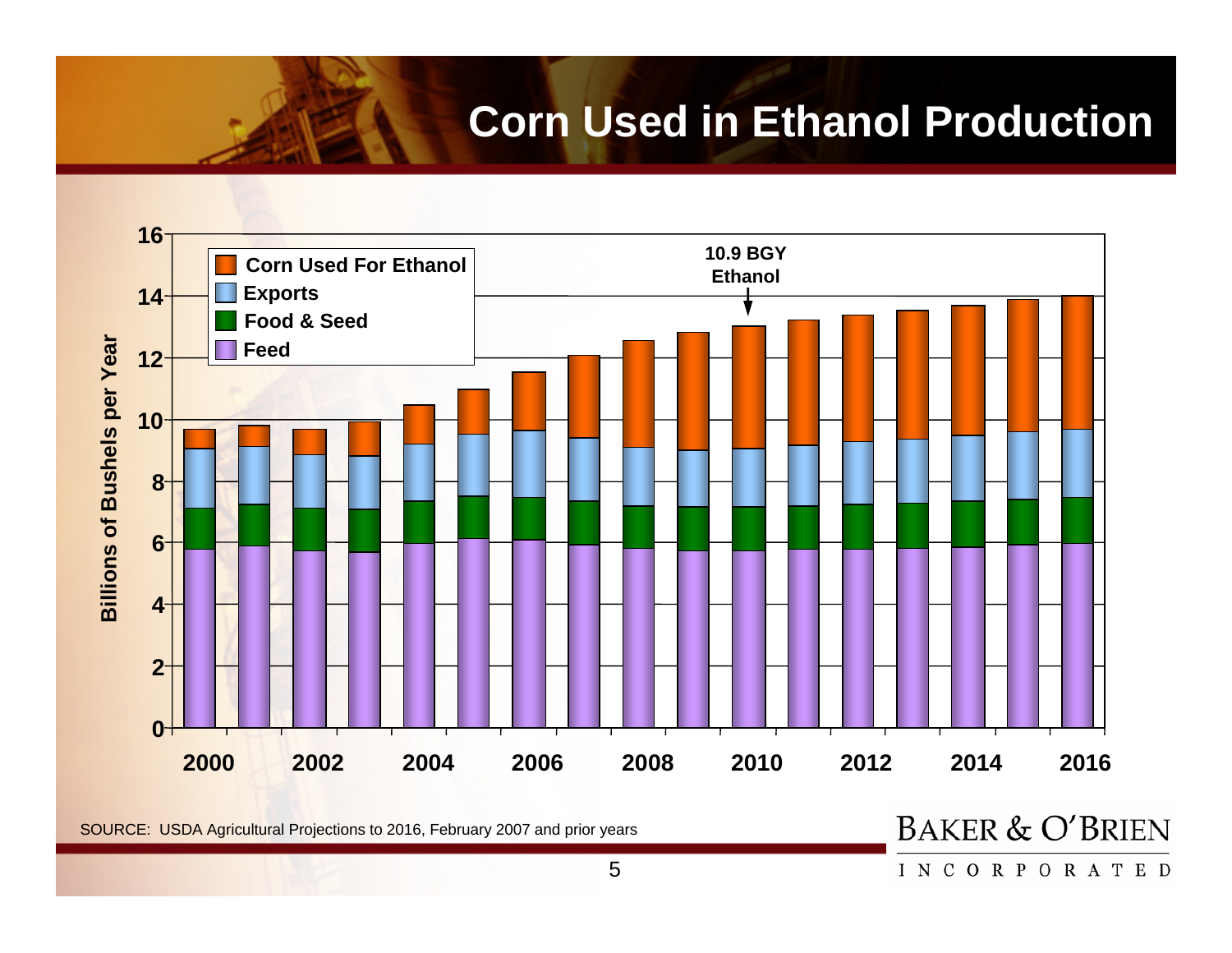# Corn Used in Ethanol Production

Billions of Bushels per Year

Legend: Corn Used For Ethanol; Exports; Food & Seed; Feed

10.9 BGY Ethanol

Y-axis: 0, 2, 4, 6, 8, 10, 12, 14, 16

X-axis: 2000, 2002, 2004, 2006, 2008, 2010, 2012, 2014, 2016

SOURCE: USDA Agricultural Projections to 2016, February 2007 and prior years

BAKER & O'BRIEN INCORPORATED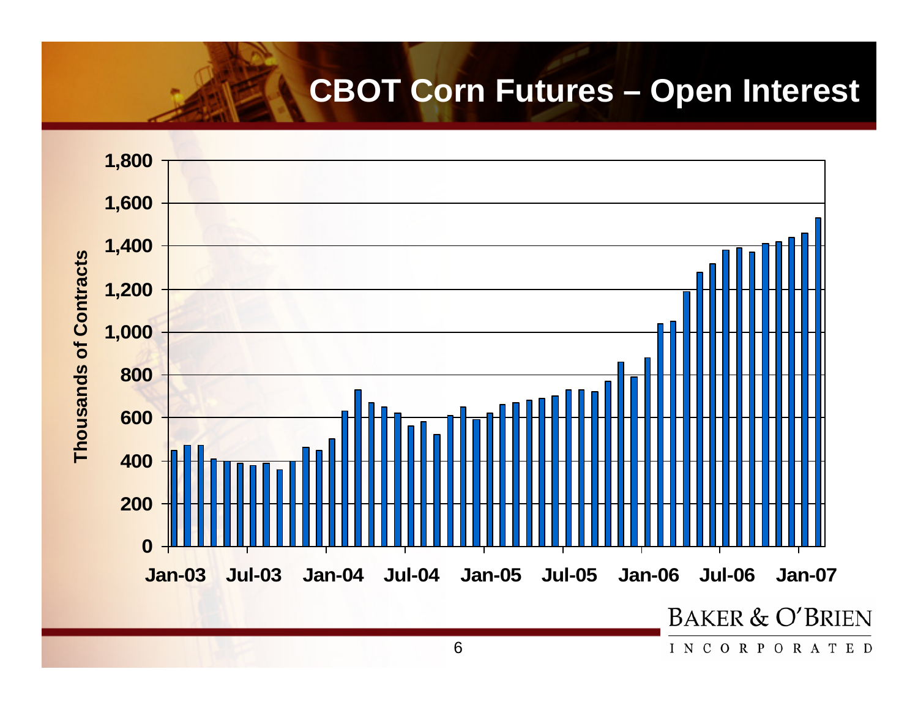# CBOT Corn Futures – Open Interest

Thousands of Contracts

1,800
1,600
1,400
1,200
1,000
800
600
400
200
0

Jan-03 Jul-03 Jan-04 Jul-04 Jan-05 Jul-05 Jan-06 Jul-06 Jan-07

BAKER & O'BRIEN INCORPORATED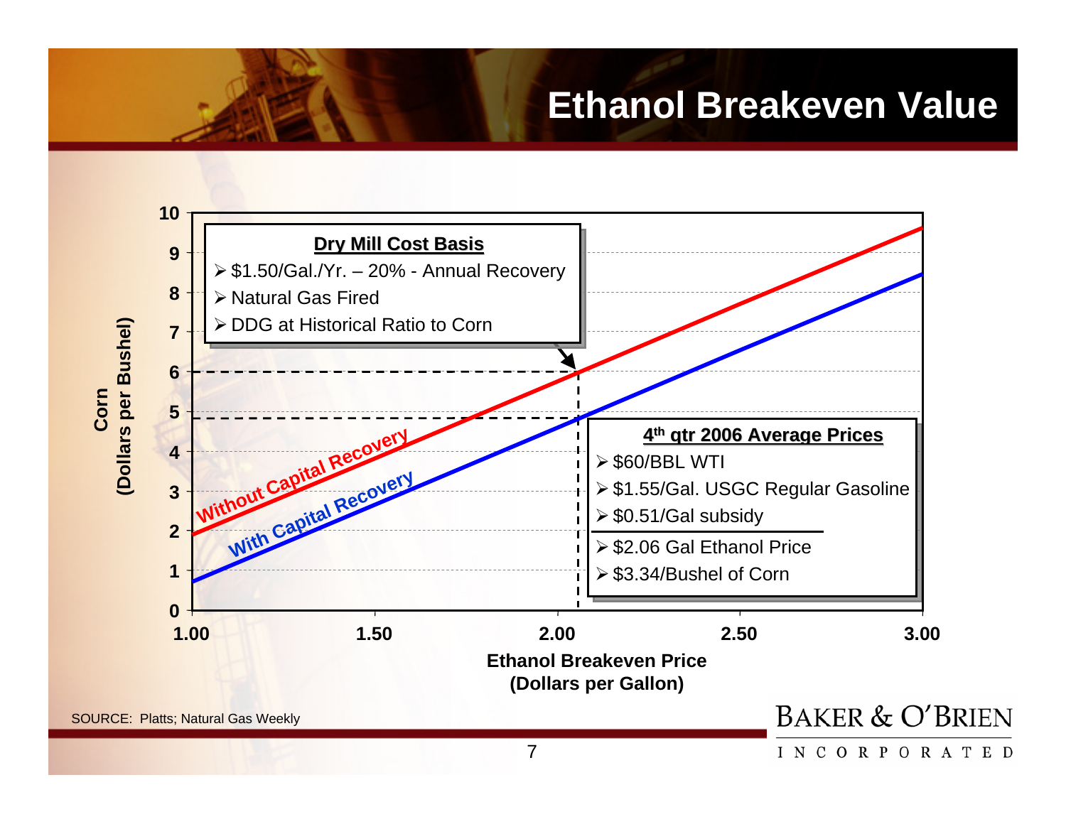# Ethanol Breakeven Value

**Dry Mill Cost Basis**

- $1.50/Gal./Yr. – 20% - Annual Recovery
- Natural Gas Fired
- DDG at Historical Ratio to Corn

**4th qtr 2006 Average Prices**

- $60/BBL WTI
- $1.55/Gal. USGC Regular Gasoline
- $0.51/Gal subsidy

---

- $2.06 Gal Ethanol Price
- $3.34/Bushel of Corn

Chart lines: Without Capital Recovery; With Capital Recovery

Y-axis: Corn (Dollars per Bushel), 0–10

X-axis: Ethanol Breakeven Price (Dollars per Gallon), 1.00–3.00

SOURCE: Platts; Natural Gas Weekly

BAKER & O'BRIEN INCORPORATED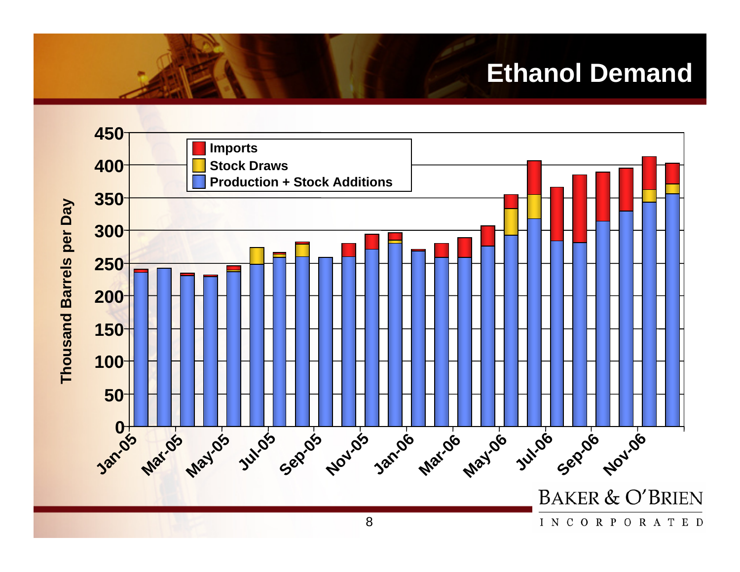# Ethanol Demand

Thousand Barrels per Day

- Imports
- Stock Draws
- Production + Stock Additions

450, 400, 350, 300, 250, 200, 150, 100, 50, 0

Jan-05, Mar-05, May-05, Jul-05, Sep-05, Nov-05, Jan-06, Mar-06, May-06, Jul-06, Sep-06, Nov-06

BAKER & O'BRIEN INCORPORATED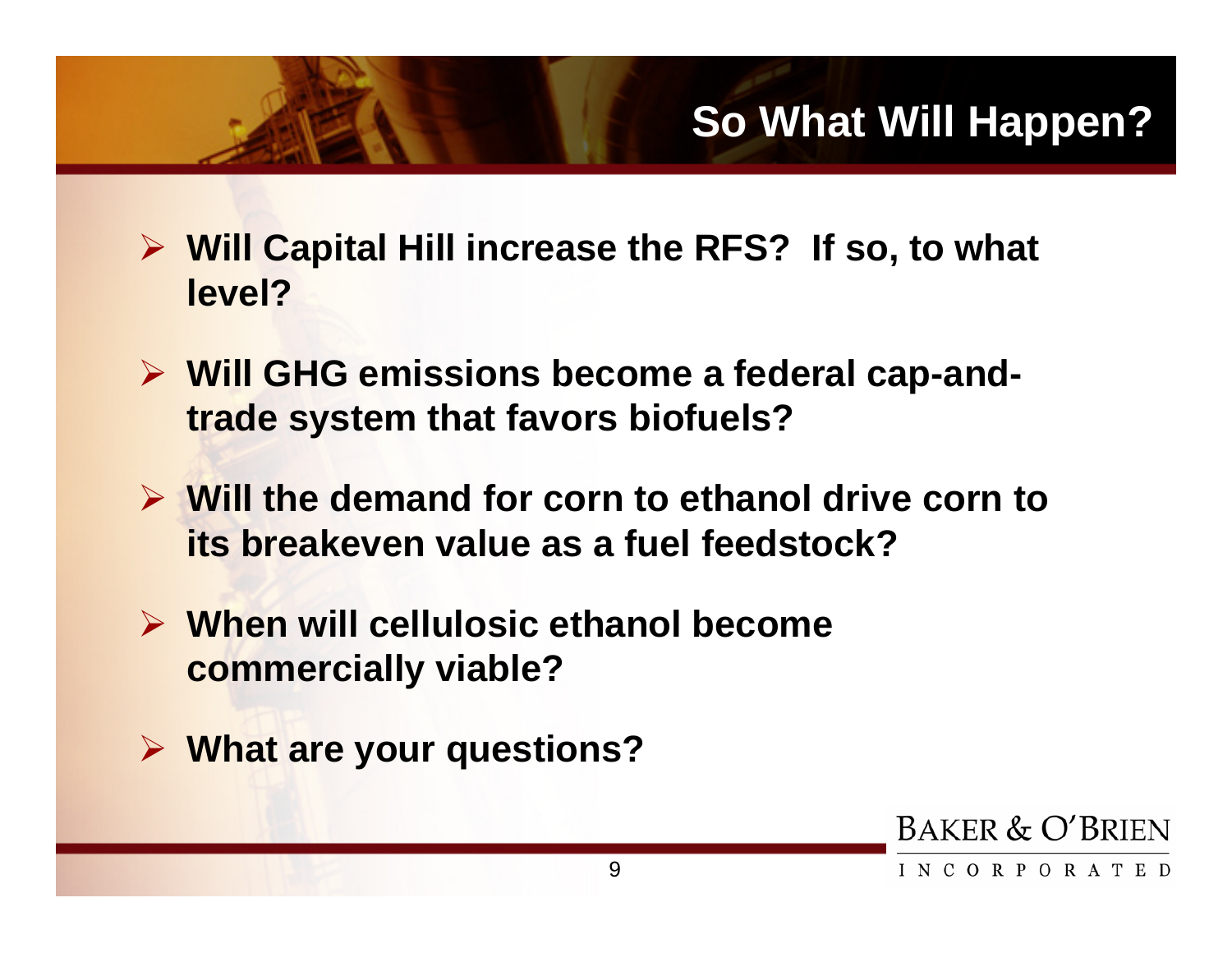# So What Will Happen?

- **Will Capital Hill increase the RFS? If so, to what level?**
- **Will GHG emissions become a federal cap-and-trade system that favors biofuels?**
- **Will the demand for corn to ethanol drive corn to its breakeven value as a fuel feedstock?**
- **When will cellulosic ethanol become commercially viable?**
- **What are your questions?**

BAKER & O'BRIEN INCORPORATED